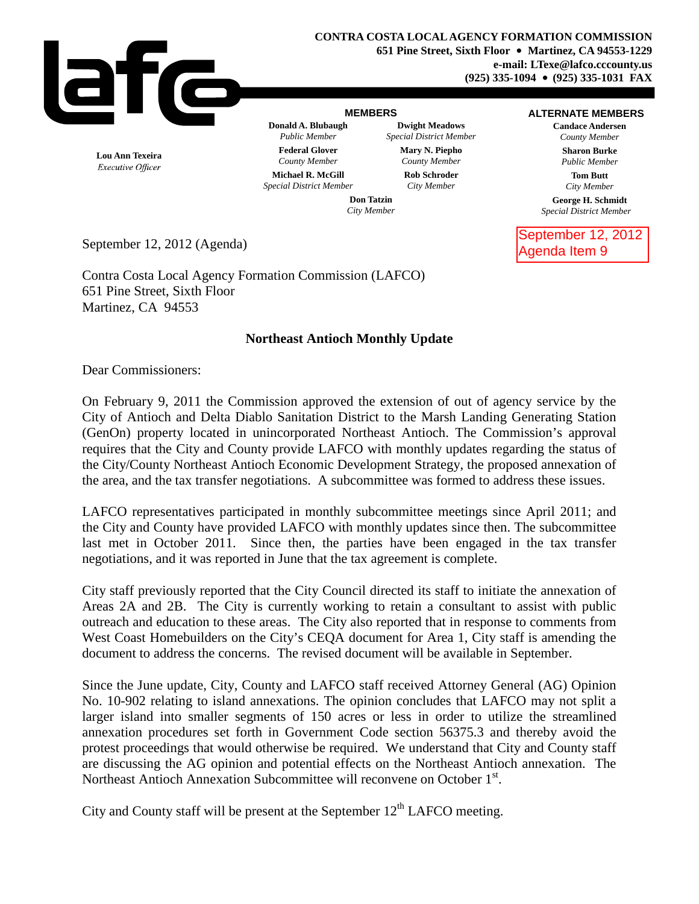**CONTRA COSTA LOCAL AGENCY FORMATION COMMISSION**
**651 Pine Street, Sixth Floor • Martinez, CA 94553-1229**
**e-mail: LTexe@lafco.cccounty.us**
**(925) 335-1094 • (925) 335-1031 FAX**

**Lou Ann Texeira**
*Executive Officer*

**MEMBERS**

**Donald A. Blubaugh**
*Public Member*

**Dwight Meadows**
*Special District Member*

**Federal Glover**
*County Member*

**Mary N. Piepho**
*County Member*

**Michael R. McGill**
*Special District Member*

**Rob Schroder**
*City Member*

**Don Tatzin**
*City Member*

**ALTERNATE MEMBERS**

**Candace Andersen**
*County Member*

**Sharon Burke**
*Public Member*

**Tom Butt**
*City Member*

**George H. Schmidt**
*Special District Member*

September 12, 2012
Agenda Item 9

September 12, 2012 (Agenda)

Contra Costa Local Agency Formation Commission (LAFCO)
651 Pine Street, Sixth Floor
Martinez, CA 94553

**Northeast Antioch Monthly Update**

Dear Commissioners:

On February 9, 2011 the Commission approved the extension of out of agency service by the City of Antioch and Delta Diablo Sanitation District to the Marsh Landing Generating Station (GenOn) property located in unincorporated Northeast Antioch. The Commission's approval requires that the City and County provide LAFCO with monthly updates regarding the status of the City/County Northeast Antioch Economic Development Strategy, the proposed annexation of the area, and the tax transfer negotiations. A subcommittee was formed to address these issues.

LAFCO representatives participated in monthly subcommittee meetings since April 2011; and the City and County have provided LAFCO with monthly updates since then. The subcommittee last met in October 2011. Since then, the parties have been engaged in the tax transfer negotiations, and it was reported in June that the tax agreement is complete.

City staff previously reported that the City Council directed its staff to initiate the annexation of Areas 2A and 2B. The City is currently working to retain a consultant to assist with public outreach and education to these areas. The City also reported that in response to comments from West Coast Homebuilders on the City's CEQA document for Area 1, City staff is amending the document to address the concerns. The revised document will be available in September.

Since the June update, City, County and LAFCO staff received Attorney General (AG) Opinion No. 10-902 relating to island annexations. The opinion concludes that LAFCO may not split a larger island into smaller segments of 150 acres or less in order to utilize the streamlined annexation procedures set forth in Government Code section 56375.3 and thereby avoid the protest proceedings that would otherwise be required. We understand that City and County staff are discussing the AG opinion and potential effects on the Northeast Antioch annexation. The Northeast Antioch Annexation Subcommittee will reconvene on October 1st.

City and County staff will be present at the September 12th LAFCO meeting.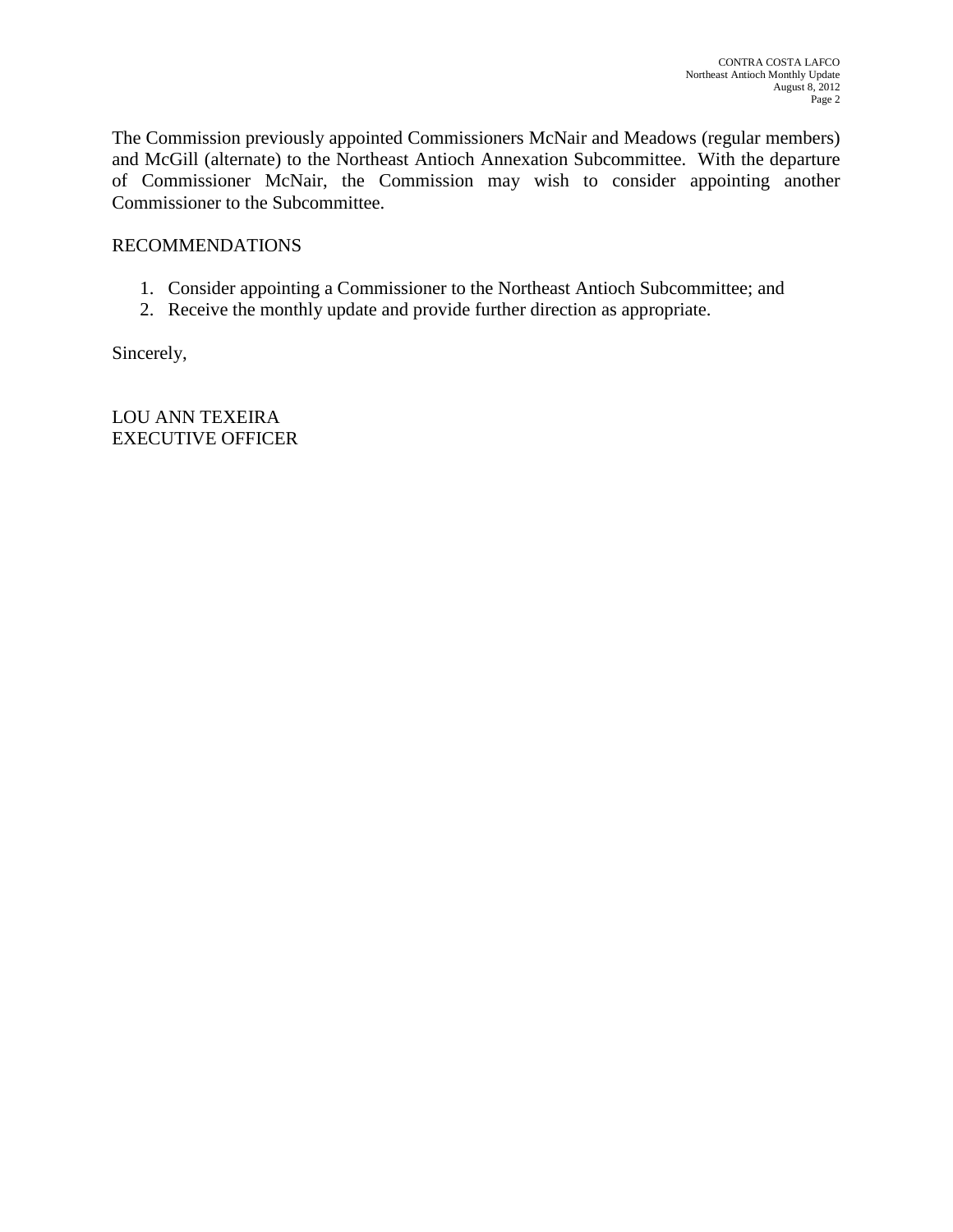The Commission previously appointed Commissioners McNair and Meadows (regular members) and McGill (alternate) to the Northeast Antioch Annexation Subcommittee. With the departure of Commissioner McNair, the Commission may wish to consider appointing another Commissioner to the Subcommittee.

RECOMMENDATIONS

1. Consider appointing a Commissioner to the Northeast Antioch Subcommittee; and
2. Receive the monthly update and provide further direction as appropriate.

Sincerely,

LOU ANN TEXEIRA
EXECUTIVE OFFICER